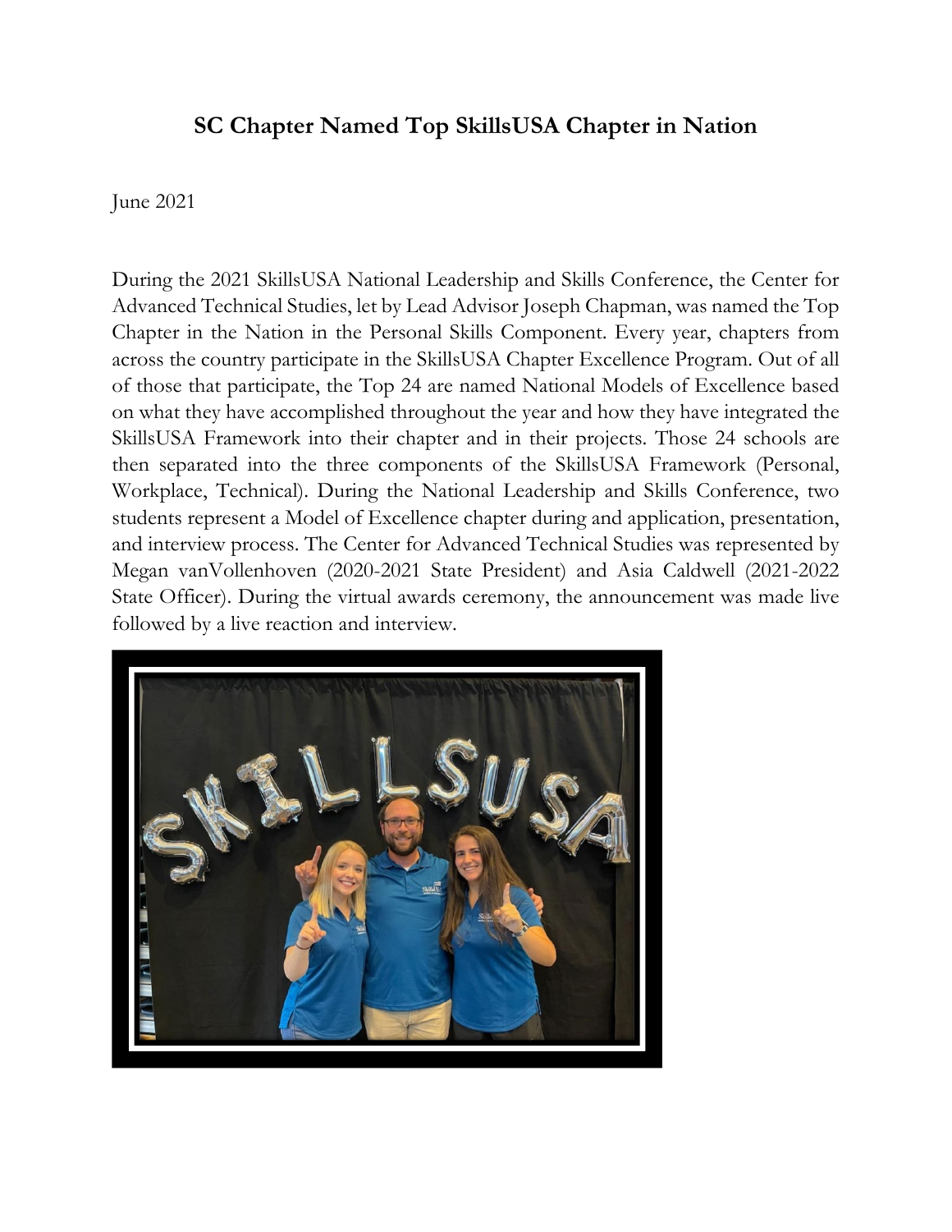# SC Chapter Named Top SkillsUSA Chapter in Nation

June 2021

During the 2021 SkillsUSA National Leadership and Skills Conference, the Center for Advanced Technical Studies, let by Lead Advisor Joseph Chapman, was named the Top Chapter in the Nation in the Personal Skills Component. Every year, chapters from across the country participate in the SkillsUSA Chapter Excellence Program. Out of all of those that participate, the Top 24 are named National Models of Excellence based on what they have accomplished throughout the year and how they have integrated the SkillsUSA Framework into their chapter and in their projects. Those 24 schools are then separated into the three components of the SkillsUSA Framework (Personal, Workplace, Technical). During the National Leadership and Skills Conference, two students represent a Model of Excellence chapter during and application, presentation, and interview process. The Center for Advanced Technical Studies was represented by Megan vanVollenhoven (2020-2021 State President) and Asia Caldwell (2021-2022 State Officer). During the virtual awards ceremony, the announcement was made live followed by a live reaction and interview.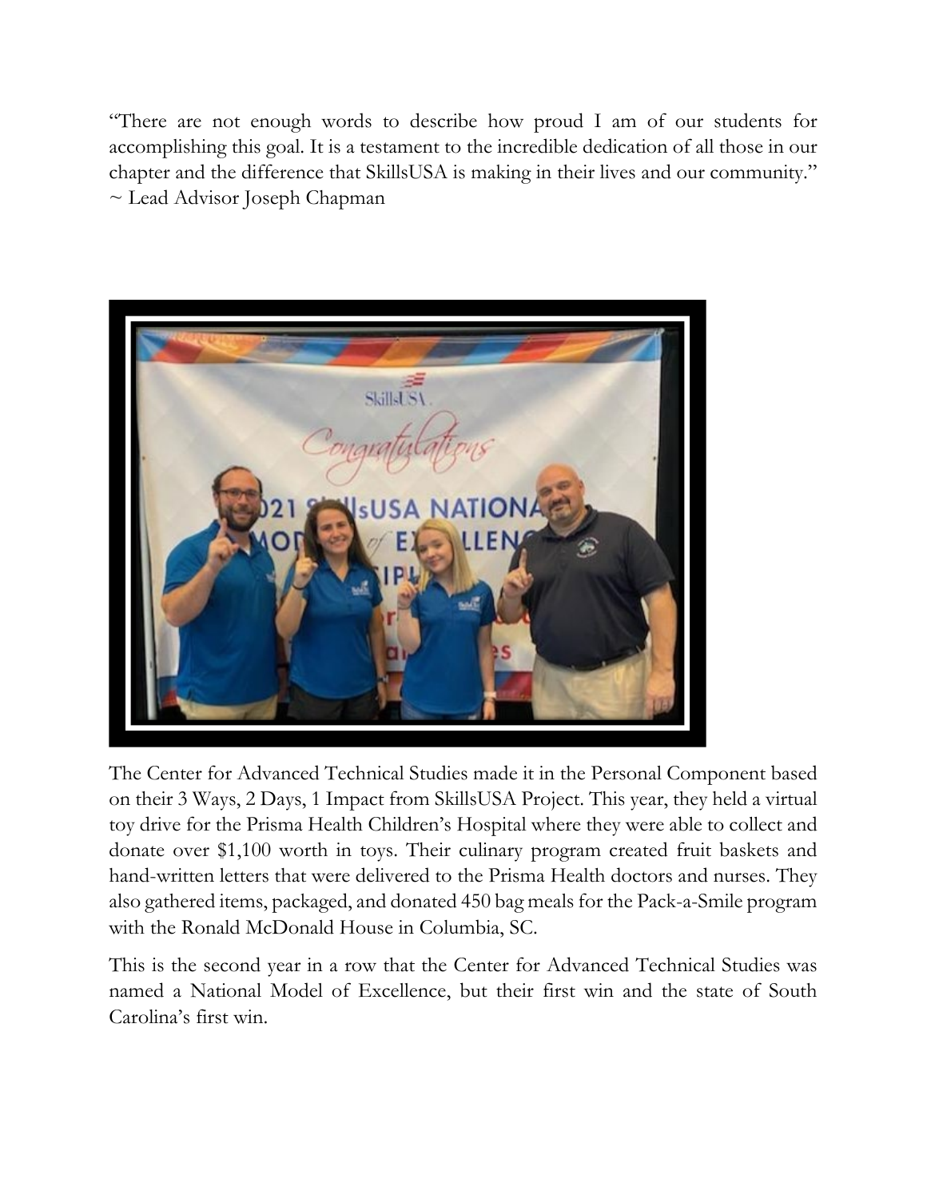"There are not enough words to describe how proud I am of our students for accomplishing this goal. It is a testament to the incredible dedication of all those in our chapter and the difference that SkillsUSA is making in their lives and our community."
~ Lead Advisor Joseph Chapman

The Center for Advanced Technical Studies made it in the Personal Component based on their 3 Ways, 2 Days, 1 Impact from SkillsUSA Project. This year, they held a virtual toy drive for the Prisma Health Children's Hospital where they were able to collect and donate over $1,100 worth in toys. Their culinary program created fruit baskets and hand-written letters that were delivered to the Prisma Health doctors and nurses. They also gathered items, packaged, and donated 450 bag meals for the Pack-a-Smile program with the Ronald McDonald House in Columbia, SC.

This is the second year in a row that the Center for Advanced Technical Studies was named a National Model of Excellence, but their first win and the state of South Carolina's first win.